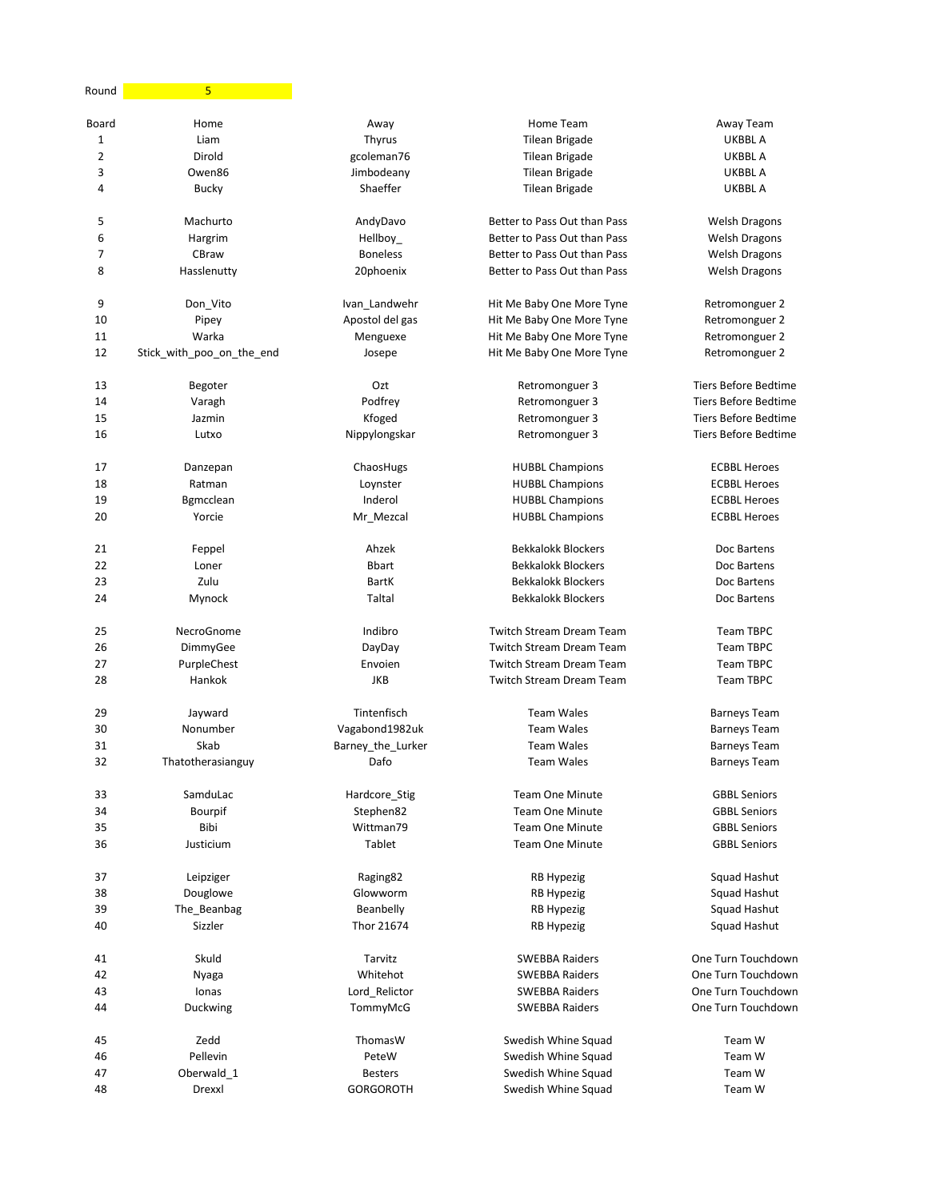Round 5

| Board | Home | Away | Home Team | Away Team |
|---|---|---|---|---|
| 1 | Liam | Thyrus | Tilean Brigade | UKBBL A |
| 2 | Dirold | gcoleman76 | Tilean Brigade | UKBBL A |
| 3 | Owen86 | Jimbodeany | Tilean Brigade | UKBBL A |
| 4 | Bucky | Shaeffer | Tilean Brigade | UKBBL A |
| 5 | Machurto | AndyDavo | Better to Pass Out than Pass | Welsh Dragons |
| 6 | Hargrim | Hellboy_ | Better to Pass Out than Pass | Welsh Dragons |
| 7 | CBraw | Boneless | Better to Pass Out than Pass | Welsh Dragons |
| 8 | Hasslenutty | 20phoenix | Better to Pass Out than Pass | Welsh Dragons |
| 9 | Don_Vito | Ivan_Landwehr | Hit Me Baby One More Tyne | Retromonguer 2 |
| 10 | Pipey | Apostol del gas | Hit Me Baby One More Tyne | Retromonguer 2 |
| 11 | Warka | Menguexe | Hit Me Baby One More Tyne | Retromonguer 2 |
| 12 | Stick_with_poo_on_the_end | Josepe | Hit Me Baby One More Tyne | Retromonguer 2 |
| 13 | Begoter | Ozt | Retromonguer 3 | Tiers Before Bedtime |
| 14 | Varagh | Podfrey | Retromonguer 3 | Tiers Before Bedtime |
| 15 | Jazmin | Kfoged | Retromonguer 3 | Tiers Before Bedtime |
| 16 | Lutxo | Nippylongskar | Retromonguer 3 | Tiers Before Bedtime |
| 17 | Danzepan | ChaosHugs | HUBBL Champions | ECBBL Heroes |
| 18 | Ratman | Loynster | HUBBL Champions | ECBBL Heroes |
| 19 | Bgmcclean | Inderol | HUBBL Champions | ECBBL Heroes |
| 20 | Yorcie | Mr_Mezcal | HUBBL Champions | ECBBL Heroes |
| 21 | Feppel | Ahzek | Bekkalokk Blockers | Doc Bartens |
| 22 | Loner | Bbart | Bekkalokk Blockers | Doc Bartens |
| 23 | Zulu | BartK | Bekkalokk Blockers | Doc Bartens |
| 24 | Mynock | Taltal | Bekkalokk Blockers | Doc Bartens |
| 25 | NecroGnome | Indibro | Twitch Stream Dream Team | Team TBPC |
| 26 | DimmyGee | DayDay | Twitch Stream Dream Team | Team TBPC |
| 27 | PurpleChest | Envoien | Twitch Stream Dream Team | Team TBPC |
| 28 | Hankok | JKB | Twitch Stream Dream Team | Team TBPC |
| 29 | Jayward | Tintenfisch | Team Wales | Barneys Team |
| 30 | Nonumber | Vagabond1982uk | Team Wales | Barneys Team |
| 31 | Skab | Barney_the_Lurker | Team Wales | Barneys Team |
| 32 | Thatotherasianguy | Dafo | Team Wales | Barneys Team |
| 33 | SamduLac | Hardcore_Stig | Team One Minute | GBBL Seniors |
| 34 | Bourpif | Stephen82 | Team One Minute | GBBL Seniors |
| 35 | Bibi | Wittman79 | Team One Minute | GBBL Seniors |
| 36 | Justicium | Tablet | Team One Minute | GBBL Seniors |
| 37 | Leipziger | Raging82 | RB Hypezig | Squad Hashut |
| 38 | Douglowe | Glowworm | RB Hypezig | Squad Hashut |
| 39 | The_Beanbag | Beanbelly | RB Hypezig | Squad Hashut |
| 40 | Sizzler | Thor 21674 | RB Hypezig | Squad Hashut |
| 41 | Skuld | Tarvitz | SWEBBA Raiders | One Turn Touchdown |
| 42 | Nyaga | Whitehot | SWEBBA Raiders | One Turn Touchdown |
| 43 | Ionas | Lord_Relictor | SWEBBA Raiders | One Turn Touchdown |
| 44 | Duckwing | TommyMcG | SWEBBA Raiders | One Turn Touchdown |
| 45 | Zedd | ThomasW | Swedish Whine Squad | Team W |
| 46 | Pellevin | PeteW | Swedish Whine Squad | Team W |
| 47 | Oberwald_1 | Besters | Swedish Whine Squad | Team W |
| 48 | Drexxl | GORGOROTH | Swedish Whine Squad | Team W |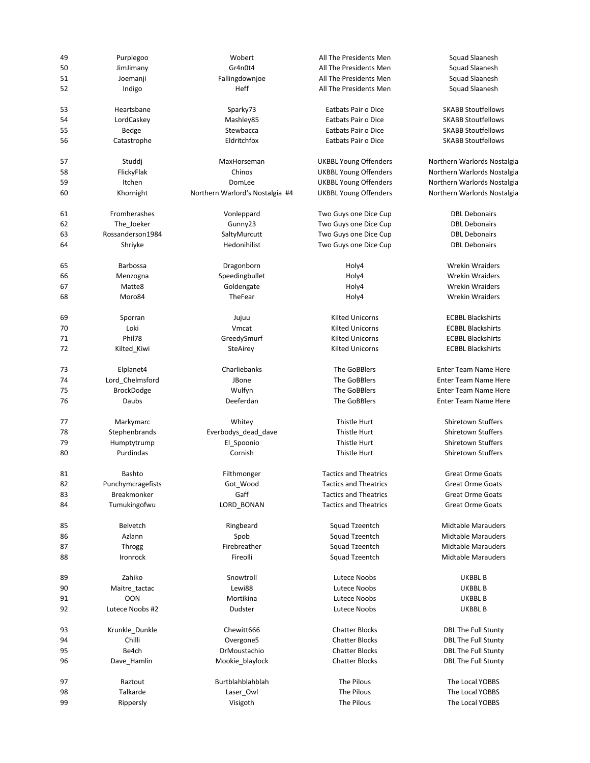| | | | | |
|---|---|---|---|---|
| 49 | Purplegoo | Wobert | All The Presidents Men | Squad Slaanesh |
| 50 | JimJimany | Gr4n0t4 | All The Presidents Men | Squad Slaanesh |
| 51 | Joemanji | Fallingdownjoe | All The Presidents Men | Squad Slaanesh |
| 52 | Indigo | Heff | All The Presidents Men | Squad Slaanesh |
| 53 | Heartsbane | Sparky73 | Eatbats Pair o Dice | SKABB Stoutfellows |
| 54 | LordCaskey | Mashley85 | Eatbats Pair o Dice | SKABB Stoutfellows |
| 55 | Bedge | Stewbacca | Eatbats Pair o Dice | SKABB Stoutfellows |
| 56 | Catastrophe | Eldritchfox | Eatbats Pair o Dice | SKABB Stoutfellows |
| 57 | Studdj | MaxHorseman | UKBBL Young Offenders | Northern Warlords Nostalgia |
| 58 | FlickyFlak | Chinos | UKBBL Young Offenders | Northern Warlords Nostalgia |
| 59 | Itchen | DomLee | UKBBL Young Offenders | Northern Warlords Nostalgia |
| 60 | Khornight | Northern Warlord's Nostalgia #4 | UKBBL Young Offenders | Northern Warlords Nostalgia |
| 61 | Fromherashes | Vonleppard | Two Guys one Dice Cup | DBL Debonairs |
| 62 | The_Joeker | Gunny23 | Two Guys one Dice Cup | DBL Debonairs |
| 63 | Rossanderson1984 | SaltyMurcutt | Two Guys one Dice Cup | DBL Debonairs |
| 64 | Shriyke | Hedonihilist | Two Guys one Dice Cup | DBL Debonairs |
| 65 | Barbossa | Dragonborn | Holy4 | Wrekin Wraiders |
| 66 | Menzogna | Speedingbullet | Holy4 | Wrekin Wraiders |
| 67 | Matte8 | Goldengate | Holy4 | Wrekin Wraiders |
| 68 | Moro84 | TheFear | Holy4 | Wrekin Wraiders |
| 69 | Sporran | Jujuu | Kilted Unicorns | ECBBL Blackshirts |
| 70 | Loki | Vmcat | Kilted Unicorns | ECBBL Blackshirts |
| 71 | Phil78 | GreedySmurf | Kilted Unicorns | ECBBL Blackshirts |
| 72 | Kilted_Kiwi | SteAirey | Kilted Unicorns | ECBBL Blackshirts |
| 73 | Elplanet4 | Charliebanks | The GoBBlers | Enter Team Name Here |
| 74 | Lord_Chelmsford | JBone | The GoBBlers | Enter Team Name Here |
| 75 | BrockDodge | Wulfyn | The GoBBlers | Enter Team Name Here |
| 76 | Daubs | Deeferdan | The GoBBlers | Enter Team Name Here |
| 77 | Markymarc | Whitey | Thistle Hurt | Shiretown Stuffers |
| 78 | Stephenbrands | Everbodys_dead_dave | Thistle Hurt | Shiretown Stuffers |
| 79 | Humptytrump | El_Spoonio | Thistle Hurt | Shiretown Stuffers |
| 80 | Purdindas | Cornish | Thistle Hurt | Shiretown Stuffers |
| 81 | Bashto | Filthmonger | Tactics and Theatrics | Great Orme Goats |
| 82 | Punchymcragefists | Got_Wood | Tactics and Theatrics | Great Orme Goats |
| 83 | Breakmonker | Gaff | Tactics and Theatrics | Great Orme Goats |
| 84 | Tumukingofwu | LORD_BONAN | Tactics and Theatrics | Great Orme Goats |
| 85 | Belvetch | Ringbeard | Squad Tzeentch | Midtable Marauders |
| 86 | Azlann | Spob | Squad Tzeentch | Midtable Marauders |
| 87 | Throgg | Firebreather | Squad Tzeentch | Midtable Marauders |
| 88 | Ironrock | Fireolli | Squad Tzeentch | Midtable Marauders |
| 89 | Zahiko | Snowtroll | Lutece Noobs | UKBBL B |
| 90 | Maitre_tactac | Lewi88 | Lutece Noobs | UKBBL B |
| 91 | OON | Mortikina | Lutece Noobs | UKBBL B |
| 92 | Lutece Noobs #2 | Dudster | Lutece Noobs | UKBBL B |
| 93 | Krunkle_Dunkle | Chewitt666 | Chatter Blocks | DBL The Full Stunty |
| 94 | Chilli | Overgone5 | Chatter Blocks | DBL The Full Stunty |
| 95 | Be4ch | DrMoustachio | Chatter Blocks | DBL The Full Stunty |
| 96 | Dave_Hamlin | Mookie_blaylock | Chatter Blocks | DBL The Full Stunty |
| 97 | Raztout | Burtblahblahblah | The Pilous | The Local YOBBS |
| 98 | Talkarde | Laser_Owl | The Pilous | The Local YOBBS |
| 99 | Rippersly | Visigoth | The Pilous | The Local YOBBS |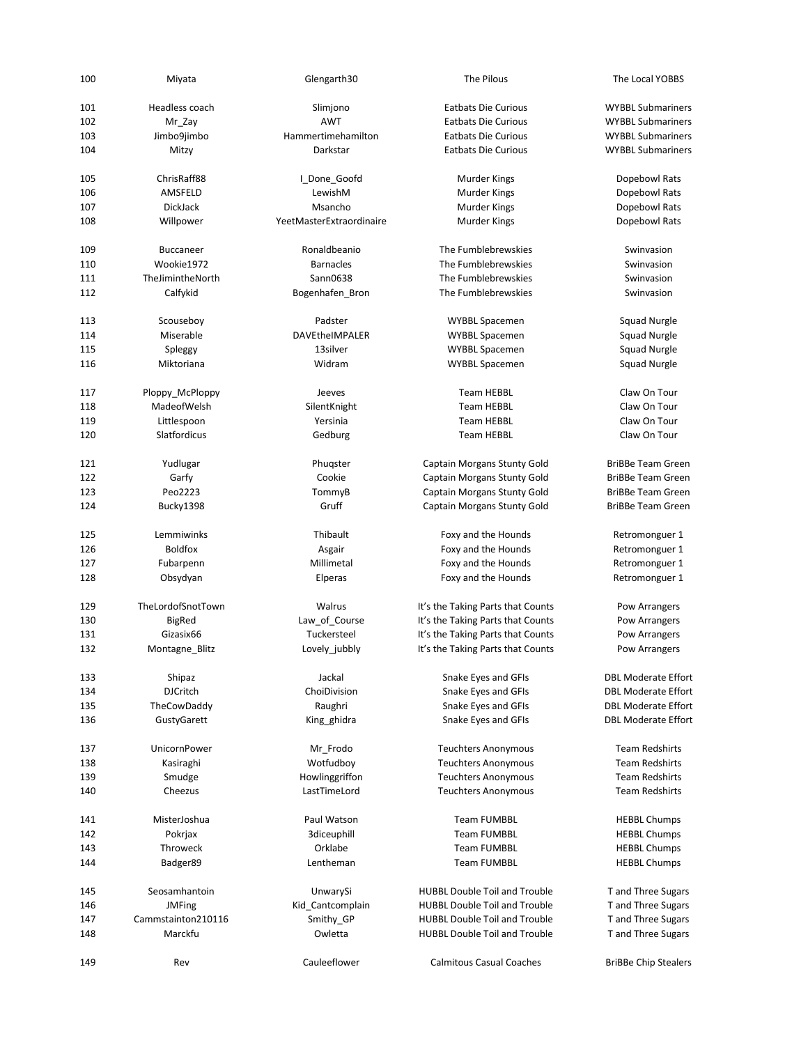| | | | | |
|---|---|---|---|---|
| 100 | Miyata | Glengarth30 | The Pilous | The Local YOBBS |
| 101 | Headless coach | Slimjono | Eatbats Die Curious | WYBBL Submariners |
| 102 | Mr_Zay | AWT | Eatbats Die Curious | WYBBL Submariners |
| 103 | Jimbo9jimbo | Hammertimehamilton | Eatbats Die Curious | WYBBL Submariners |
| 104 | Mitzy | Darkstar | Eatbats Die Curious | WYBBL Submariners |
| 105 | ChrisRaff88 | I_Done_Goofd | Murder Kings | Dopebowl Rats |
| 106 | AMSFELD | LewishM | Murder Kings | Dopebowl Rats |
| 107 | DickJack | Msancho | Murder Kings | Dopebowl Rats |
| 108 | Willpower | YeetMasterExtraordinaire | Murder Kings | Dopebowl Rats |
| 109 | Buccaneer | Ronaldbeanio | The Fumblebrewskies | Swinvasion |
| 110 | Wookie1972 | Barnacles | The Fumblebrewskies | Swinvasion |
| 111 | TheJimintheNorth | Sann0638 | The Fumblebrewskies | Swinvasion |
| 112 | Calfykid | Bogenhafen_Bron | The Fumblebrewskies | Swinvasion |
| 113 | Scouseboy | Padster | WYBBL Spacemen | Squad Nurgle |
| 114 | Miserable | DAVEtheIMPALER | WYBBL Spacemen | Squad Nurgle |
| 115 | Spleggy | 13silver | WYBBL Spacemen | Squad Nurgle |
| 116 | Miktoriana | Widram | WYBBL Spacemen | Squad Nurgle |
| 117 | Ploppy_McPloppy | Jeeves | Team HEBBL | Claw On Tour |
| 118 | MadeofWelsh | SilentKnight | Team HEBBL | Claw On Tour |
| 119 | Littlespoon | Yersinia | Team HEBBL | Claw On Tour |
| 120 | Slatfordicus | Gedburg | Team HEBBL | Claw On Tour |
| 121 | Yudlugar | Phuqster | Captain Morgans Stunty Gold | BriBBe Team Green |
| 122 | Garfy | Cookie | Captain Morgans Stunty Gold | BriBBe Team Green |
| 123 | Peo2223 | TommyB | Captain Morgans Stunty Gold | BriBBe Team Green |
| 124 | Bucky1398 | Gruff | Captain Morgans Stunty Gold | BriBBe Team Green |
| 125 | Lemmiwinks | Thibault | Foxy and the Hounds | Retromonguer 1 |
| 126 | Boldfox | Asgair | Foxy and the Hounds | Retromonguer 1 |
| 127 | Fubarpenn | Millimetal | Foxy and the Hounds | Retromonguer 1 |
| 128 | Obsydyan | Elperas | Foxy and the Hounds | Retromonguer 1 |
| 129 | TheLordofSnotTown | Walrus | It's the Taking Parts that Counts | Pow Arrangers |
| 130 | BigRed | Law_of_Course | It's the Taking Parts that Counts | Pow Arrangers |
| 131 | Gizasix66 | Tuckersteel | It's the Taking Parts that Counts | Pow Arrangers |
| 132 | Montagne_Blitz | Lovely_jubbly | It's the Taking Parts that Counts | Pow Arrangers |
| 133 | Shipaz | Jackal | Snake Eyes and GFIs | DBL Moderate Effort |
| 134 | DJCritch | ChoiDivision | Snake Eyes and GFIs | DBL Moderate Effort |
| 135 | TheCowDaddy | Raughri | Snake Eyes and GFIs | DBL Moderate Effort |
| 136 | GustyGarett | King_ghidra | Snake Eyes and GFIs | DBL Moderate Effort |
| 137 | UnicornPower | Mr_Frodo | Teuchters Anonymous | Team Redshirts |
| 138 | Kasiraghi | Wotfudboy | Teuchters Anonymous | Team Redshirts |
| 139 | Smudge | Howlinggriffon | Teuchters Anonymous | Team Redshirts |
| 140 | Cheezus | LastTimeLord | Teuchters Anonymous | Team Redshirts |
| 141 | MisterJoshua | Paul Watson | Team FUMBBL | HEBBL Chumps |
| 142 | Pokrjax | 3diceuphill | Team FUMBBL | HEBBL Chumps |
| 143 | Throweck | Orklabe | Team FUMBBL | HEBBL Chumps |
| 144 | Badger89 | Lentheman | Team FUMBBL | HEBBL Chumps |
| 145 | Seosamhantoin | UnwarySi | HUBBL Double Toil and Trouble | T and Three Sugars |
| 146 | JMFing | Kid_Cantcomplain | HUBBL Double Toil and Trouble | T and Three Sugars |
| 147 | Cammstainton210116 | Smithy_GP | HUBBL Double Toil and Trouble | T and Three Sugars |
| 148 | Marckfu | Owletta | HUBBL Double Toil and Trouble | T and Three Sugars |
| 149 | Rev | Cauleeflower | Calmitous Casual Coaches | BriBBe Chip Stealers |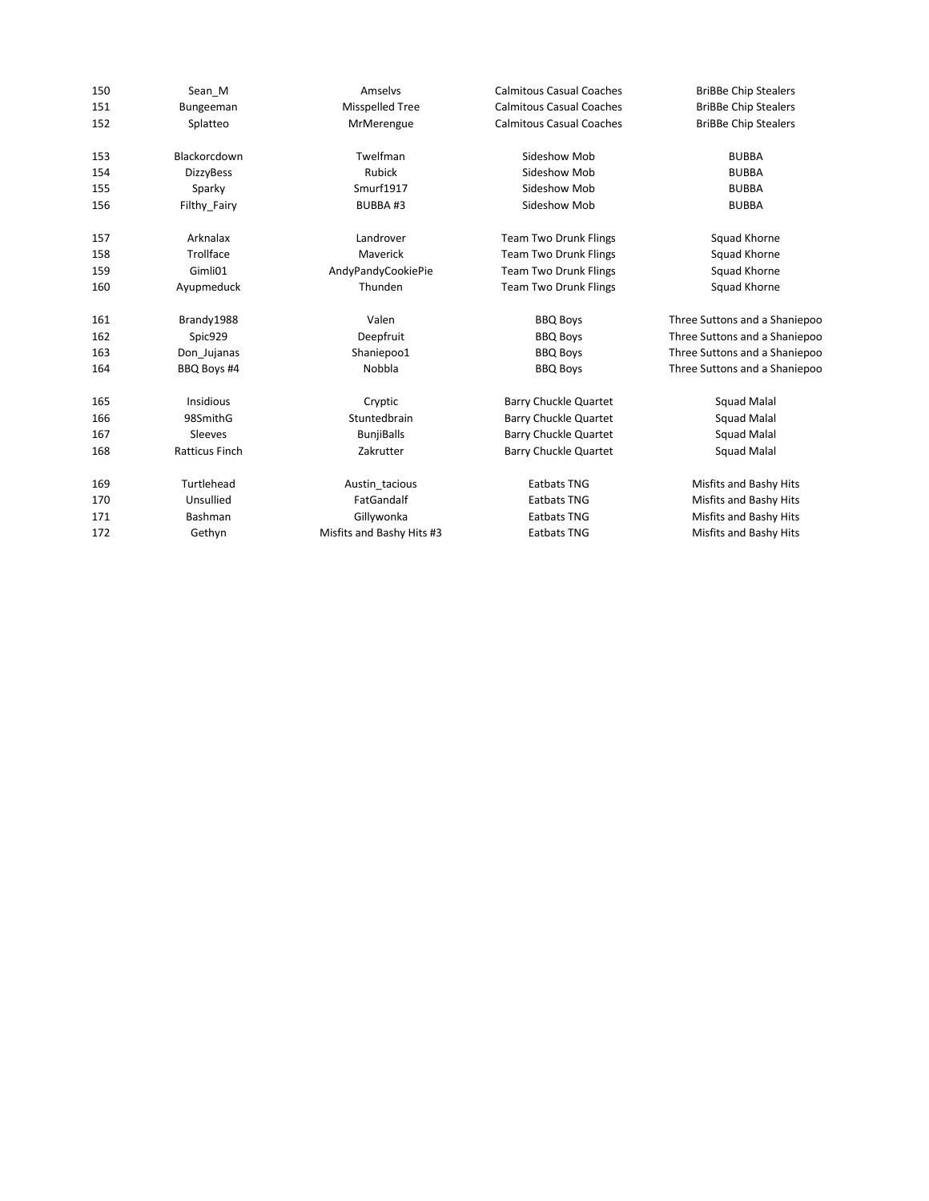| | | | | |
|---|---|---|---|---|
| 150 | Sean_M | Amselvs | Calmitous Casual Coaches | BriBBe Chip Stealers |
| 151 | Bungeeman | Misspelled Tree | Calmitous Casual Coaches | BriBBe Chip Stealers |
| 152 | Splatteo | MrMerengue | Calmitous Casual Coaches | BriBBe Chip Stealers |
| 153 | Blackorcdown | Twelfman | Sideshow Mob | BUBBA |
| 154 | DizzyBess | Rubick | Sideshow Mob | BUBBA |
| 155 | Sparky | Smurf1917 | Sideshow Mob | BUBBA |
| 156 | Filthy_Fairy | BUBBA #3 | Sideshow Mob | BUBBA |
| 157 | Arknalax | Landrover | Team Two Drunk Flings | Squad Khorne |
| 158 | Trollface | Maverick | Team Two Drunk Flings | Squad Khorne |
| 159 | Gimli01 | AndyPandyCookiePie | Team Two Drunk Flings | Squad Khorne |
| 160 | Ayupmeduck | Thunden | Team Two Drunk Flings | Squad Khorne |
| 161 | Brandy1988 | Valen | BBQ Boys | Three Suttons and a Shaniepoo |
| 162 | Spic929 | Deepfruit | BBQ Boys | Three Suttons and a Shaniepoo |
| 163 | Don_Jujanas | Shaniepoo1 | BBQ Boys | Three Suttons and a Shaniepoo |
| 164 | BBQ Boys #4 | Nobbla | BBQ Boys | Three Suttons and a Shaniepoo |
| 165 | Insidious | Cryptic | Barry Chuckle Quartet | Squad Malal |
| 166 | 98SmithG | Stuntedbrain | Barry Chuckle Quartet | Squad Malal |
| 167 | Sleeves | BunjiBalls | Barry Chuckle Quartet | Squad Malal |
| 168 | Ratticus Finch | Zakrutter | Barry Chuckle Quartet | Squad Malal |
| 169 | Turtlehead | Austin_tacious | Eatbats TNG | Misfits and Bashy Hits |
| 170 | Unsullied | FatGandalf | Eatbats TNG | Misfits and Bashy Hits |
| 171 | Bashman | Gillywonka | Eatbats TNG | Misfits and Bashy Hits |
| 172 | Gethyn | Misfits and Bashy Hits #3 | Eatbats TNG | Misfits and Bashy Hits |